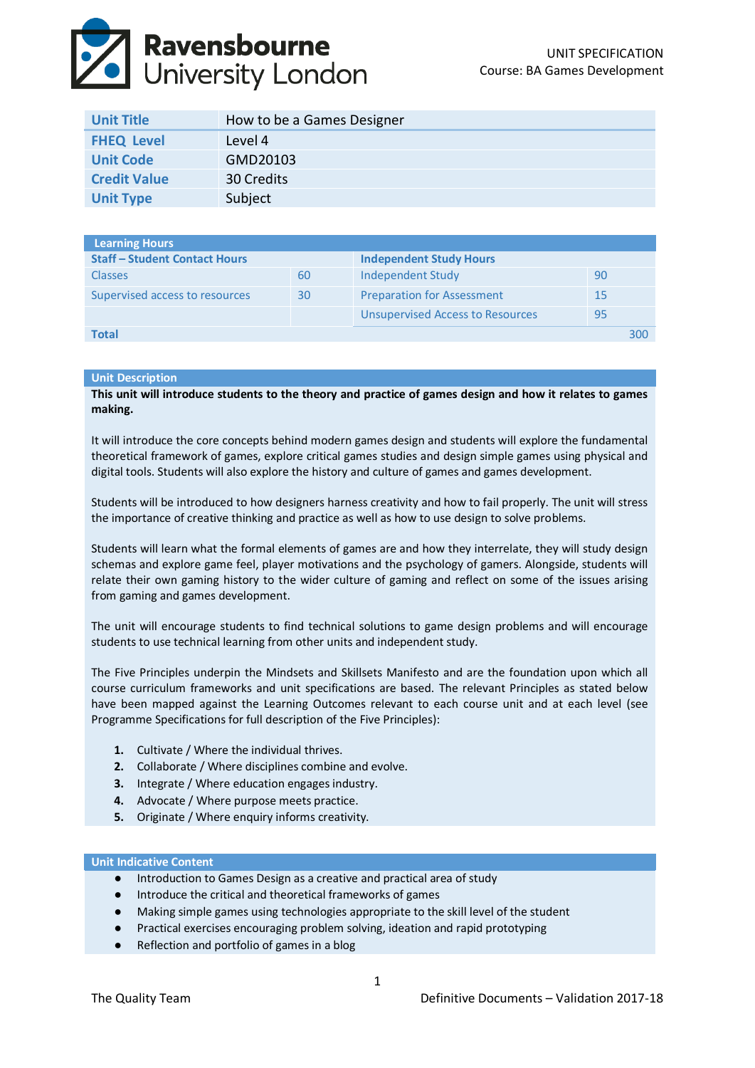UNIT SPECIFICATION
Course: BA Games Development

| **Unit Title** | How to be a Games Designer |
|---|---|
| **FHEQ Level** | Level 4 |
| **Unit Code** | GMD20103 |
| **Credit Value** | 30 Credits |
| **Unit Type** | Subject |

| **Learning Hours** | | | |
|---|---|---|---|
| **Staff – Student Contact Hours** | | **Independent Study Hours** | |
| Classes | 60 | Independent Study | 90 |
| Supervised access to resources | 30 | Preparation for Assessment | 15 |
| | | Unsupervised Access to Resources | 95 |
| **Total** | | | 300 |

## Unit Description

**This unit will introduce students to the theory and practice of games design and how it relates to games making.**

It will introduce the core concepts behind modern games design and students will explore the fundamental theoretical framework of games, explore critical games studies and design simple games using physical and digital tools. Students will also explore the history and culture of games and games development.

Students will be introduced to how designers harness creativity and how to fail properly. The unit will stress the importance of creative thinking and practice as well as how to use design to solve problems.

Students will learn what the formal elements of games are and how they interrelate, they will study design schemas and explore game feel, player motivations and the psychology of gamers. Alongside, students will relate their own gaming history to the wider culture of gaming and reflect on some of the issues arising from gaming and games development.

The unit will encourage students to find technical solutions to game design problems and will encourage students to use technical learning from other units and independent study.

The Five Principles underpin the Mindsets and Skillsets Manifesto and are the foundation upon which all course curriculum frameworks and unit specifications are based. The relevant Principles as stated below have been mapped against the Learning Outcomes relevant to each course unit and at each level (see Programme Specifications for full description of the Five Principles):

1. Cultivate / Where the individual thrives.
2. Collaborate / Where disciplines combine and evolve.
3. Integrate / Where education engages industry.
4. Advocate / Where purpose meets practice.
5. Originate / Where enquiry informs creativity.

## Unit Indicative Content

- Introduction to Games Design as a creative and practical area of study
- Introduce the critical and theoretical frameworks of games
- Making simple games using technologies appropriate to the skill level of the student
- Practical exercises encouraging problem solving, ideation and rapid prototyping
- Reflection and portfolio of games in a blog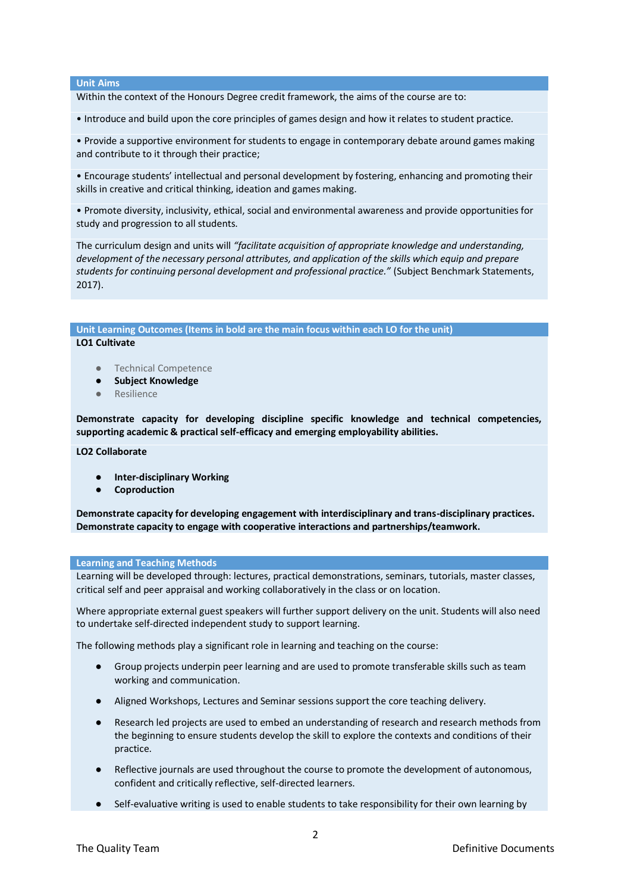## Unit Aims

Within the context of the Honours Degree credit framework, the aims of the course are to:

• Introduce and build upon the core principles of games design and how it relates to student practice.

• Provide a supportive environment for students to engage in contemporary debate around games making and contribute to it through their practice;

• Encourage students' intellectual and personal development by fostering, enhancing and promoting their skills in creative and critical thinking, ideation and games making.

• Promote diversity, inclusivity, ethical, social and environmental awareness and provide opportunities for study and progression to all students.

The curriculum design and units will *"facilitate acquisition of appropriate knowledge and understanding, development of the necessary personal attributes, and application of the skills which equip and prepare students for continuing personal development and professional practice."* (Subject Benchmark Statements, 2017).

## Unit Learning Outcomes (Items in bold are the main focus within each LO for the unit)

**LO1 Cultivate**

- Technical Competence
- **Subject Knowledge**
- Resilience

**Demonstrate capacity for developing discipline specific knowledge and technical competencies, supporting academic & practical self-efficacy and emerging employability abilities.**

**LO2 Collaborate**

- **Inter-disciplinary Working**
- **Coproduction**

**Demonstrate capacity for developing engagement with interdisciplinary and trans-disciplinary practices. Demonstrate capacity to engage with cooperative interactions and partnerships/teamwork.**

## Learning and Teaching Methods

Learning will be developed through: lectures, practical demonstrations, seminars, tutorials, master classes, critical self and peer appraisal and working collaboratively in the class or on location.

Where appropriate external guest speakers will further support delivery on the unit. Students will also need to undertake self-directed independent study to support learning.

The following methods play a significant role in learning and teaching on the course:

- Group projects underpin peer learning and are used to promote transferable skills such as team working and communication.
- Aligned Workshops, Lectures and Seminar sessions support the core teaching delivery.
- Research led projects are used to embed an understanding of research and research methods from the beginning to ensure students develop the skill to explore the contexts and conditions of their practice.
- Reflective journals are used throughout the course to promote the development of autonomous, confident and critically reflective, self-directed learners.
- Self-evaluative writing is used to enable students to take responsibility for their own learning by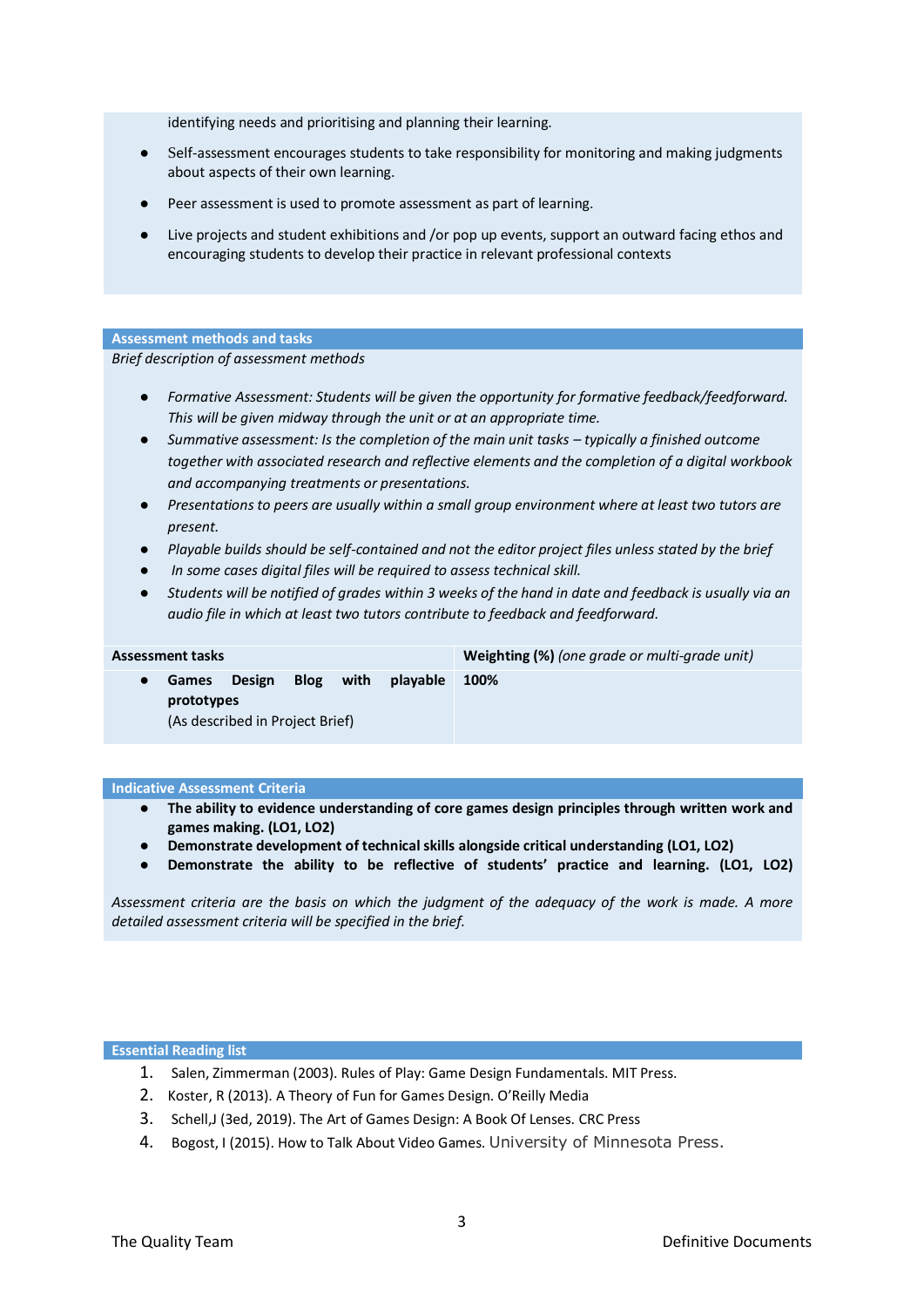identifying needs and prioritising and planning their learning.

- Self-assessment encourages students to take responsibility for monitoring and making judgments about aspects of their own learning.
- Peer assessment is used to promote assessment as part of learning.
- Live projects and student exhibitions and /or pop up events, support an outward facing ethos and encouraging students to develop their practice in relevant professional contexts

## Assessment methods and tasks

*Brief description of assessment methods*

- *Formative Assessment: Students will be given the opportunity for formative feedback/feedforward. This will be given midway through the unit or at an appropriate time.*
- *Summative assessment: Is the completion of the main unit tasks – typically a finished outcome together with associated research and reflective elements and the completion of a digital workbook and accompanying treatments or presentations.*
- *Presentations to peers are usually within a small group environment where at least two tutors are present.*
- *Playable builds should be self-contained and not the editor project files unless stated by the brief*
- *In some cases digital files will be required to assess technical skill.*
- *Students will be notified of grades within 3 weeks of the hand in date and feedback is usually via an audio file in which at least two tutors contribute to feedback and feedforward.*

| **Assessment tasks** | **Weighting (%)** *(one grade or multi-grade unit)* |
|---|---|
| • **Games Design Blog with playable prototypes** (As described in Project Brief) | **100%** |

## Indicative Assessment Criteria

- **The ability to evidence understanding of core games design principles through written work and games making. (LO1, LO2)**
- **Demonstrate development of technical skills alongside critical understanding (LO1, LO2)**
- **Demonstrate the ability to be reflective of students' practice and learning. (LO1, LO2)**

*Assessment criteria are the basis on which the judgment of the adequacy of the work is made. A more detailed assessment criteria will be specified in the brief.*

## Essential Reading list

1. Salen, Zimmerman (2003). Rules of Play: Game Design Fundamentals. MIT Press.
2. Koster, R (2013). A Theory of Fun for Games Design. O'Reilly Media
3. Schell,J (3ed, 2019). The Art of Games Design: A Book Of Lenses. CRC Press
4. Bogost, I (2015). How to Talk About Video Games. University of Minnesota Press.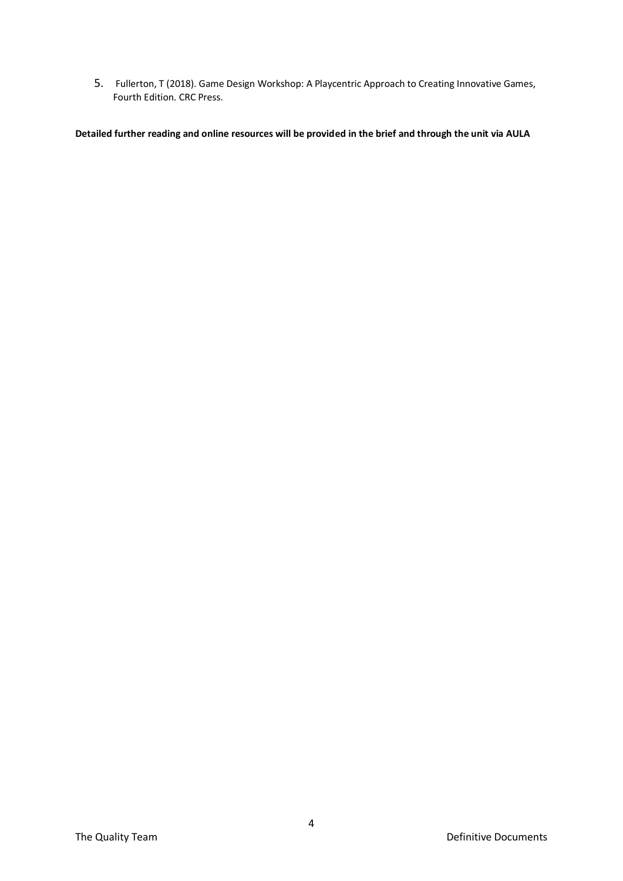5. Fullerton, T (2018). Game Design Workshop: A Playcentric Approach to Creating Innovative Games, Fourth Edition. CRC Press.

**Detailed further reading and online resources will be provided in the brief and through the unit via AULA**